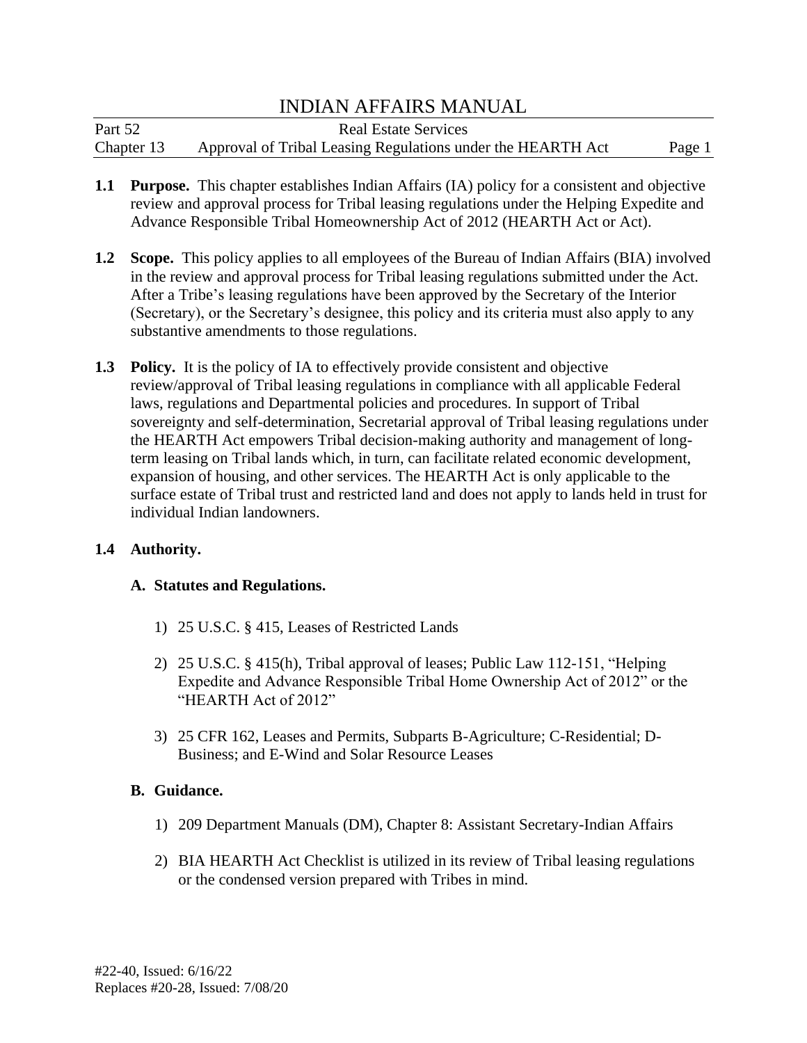**1.1 Purpose.** This chapter establishes Indian Affairs (IA) policy for a consistent and objective review and approval process for Tribal leasing regulations under the Helping Expedite and Advance Responsible Tribal Homeownership Act of 2012 (HEARTH Act or Act).

**1.2 Scope.** This policy applies to all employees of the Bureau of Indian Affairs (BIA) involved in the review and approval process for Tribal leasing regulations submitted under the Act. After a Tribe's leasing regulations have been approved by the Secretary of the Interior (Secretary), or the Secretary's designee, this policy and its criteria must also apply to any substantive amendments to those regulations.

**1.3 Policy.** It is the policy of IA to effectively provide consistent and objective review/approval of Tribal leasing regulations in compliance with all applicable Federal laws, regulations and Departmental policies and procedures. In support of Tribal sovereignty and self-determination, Secretarial approval of Tribal leasing regulations under the HEARTH Act empowers Tribal decision-making authority and management of long-term leasing on Tribal lands which, in turn, can facilitate related economic development, expansion of housing, and other services. The HEARTH Act is only applicable to the surface estate of Tribal trust and restricted land and does not apply to lands held in trust for individual Indian landowners.

**1.4 Authority.**

**A. Statutes and Regulations.**

1) 25 U.S.C. § 415, Leases of Restricted Lands

2) 25 U.S.C. § 415(h), Tribal approval of leases; Public Law 112-151, "Helping Expedite and Advance Responsible Tribal Home Ownership Act of 2012" or the "HEARTH Act of 2012"

3) 25 CFR 162, Leases and Permits, Subparts B-Agriculture; C-Residential; D-Business; and E-Wind and Solar Resource Leases

**B. Guidance.**

1) 209 Department Manuals (DM), Chapter 8: Assistant Secretary-Indian Affairs

2) BIA HEARTH Act Checklist is utilized in its review of Tribal leasing regulations or the condensed version prepared with Tribes in mind.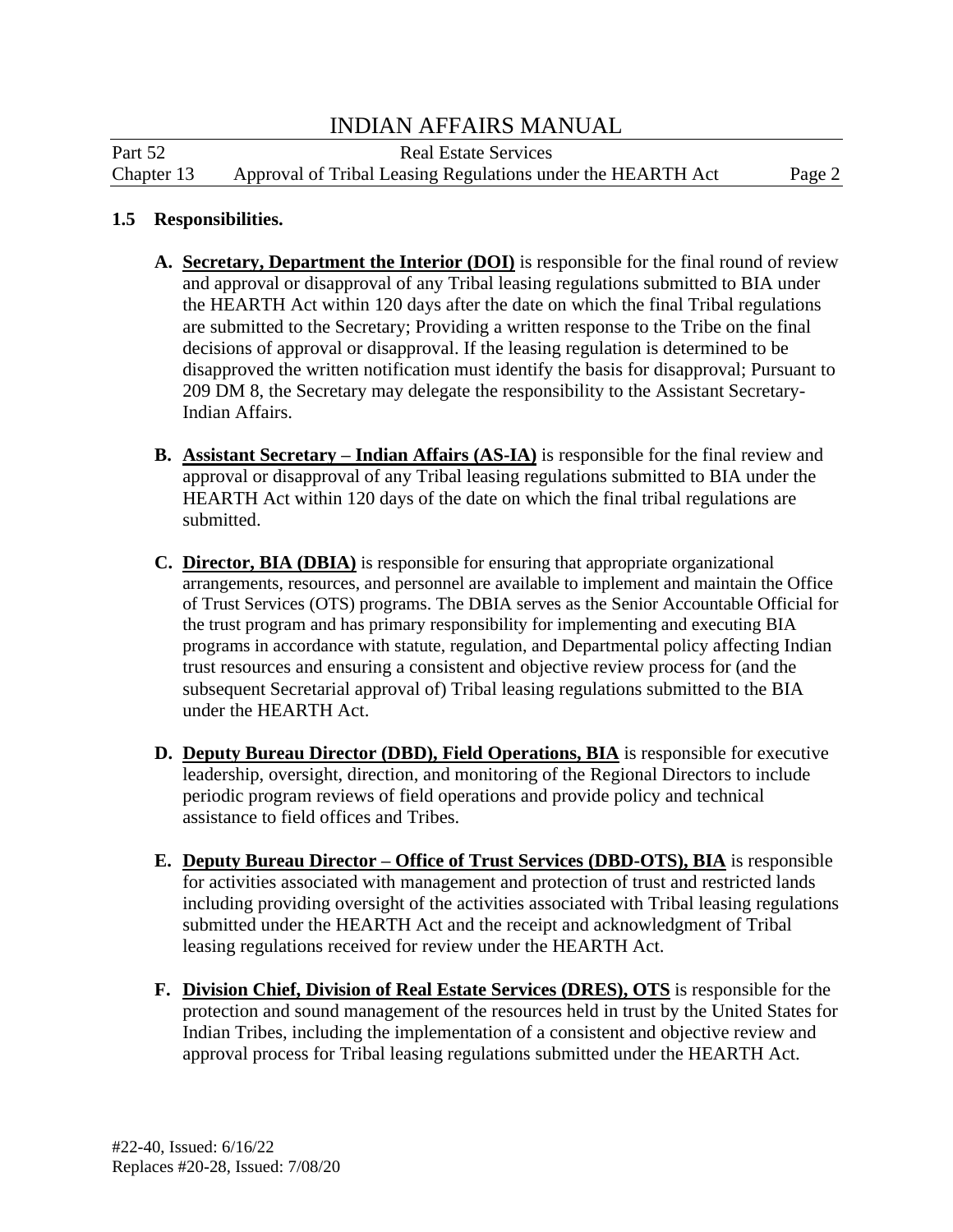### 1.5 Responsibilities.

A. **Secretary, Department the Interior (DOI)** is responsible for the final round of review and approval or disapproval of any Tribal leasing regulations submitted to BIA under the HEARTH Act within 120 days after the date on which the final Tribal regulations are submitted to the Secretary; Providing a written response to the Tribe on the final decisions of approval or disapproval. If the leasing regulation is determined to be disapproved the written notification must identify the basis for disapproval; Pursuant to 209 DM 8, the Secretary may delegate the responsibility to the Assistant Secretary-Indian Affairs.

B. **Assistant Secretary – Indian Affairs (AS-IA)** is responsible for the final review and approval or disapproval of any Tribal leasing regulations submitted to BIA under the HEARTH Act within 120 days of the date on which the final tribal regulations are submitted.

C. **Director, BIA (DBIA)** is responsible for ensuring that appropriate organizational arrangements, resources, and personnel are available to implement and maintain the Office of Trust Services (OTS) programs. The DBIA serves as the Senior Accountable Official for the trust program and has primary responsibility for implementing and executing BIA programs in accordance with statute, regulation, and Departmental policy affecting Indian trust resources and ensuring a consistent and objective review process for (and the subsequent Secretarial approval of) Tribal leasing regulations submitted to the BIA under the HEARTH Act.

D. **Deputy Bureau Director (DBD), Field Operations, BIA** is responsible for executive leadership, oversight, direction, and monitoring of the Regional Directors to include periodic program reviews of field operations and provide policy and technical assistance to field offices and Tribes.

E. **Deputy Bureau Director – Office of Trust Services (DBD-OTS), BIA** is responsible for activities associated with management and protection of trust and restricted lands including providing oversight of the activities associated with Tribal leasing regulations submitted under the HEARTH Act and the receipt and acknowledgment of Tribal leasing regulations received for review under the HEARTH Act.

F. **Division Chief, Division of Real Estate Services (DRES), OTS** is responsible for the protection and sound management of the resources held in trust by the United States for Indian Tribes, including the implementation of a consistent and objective review and approval process for Tribal leasing regulations submitted under the HEARTH Act.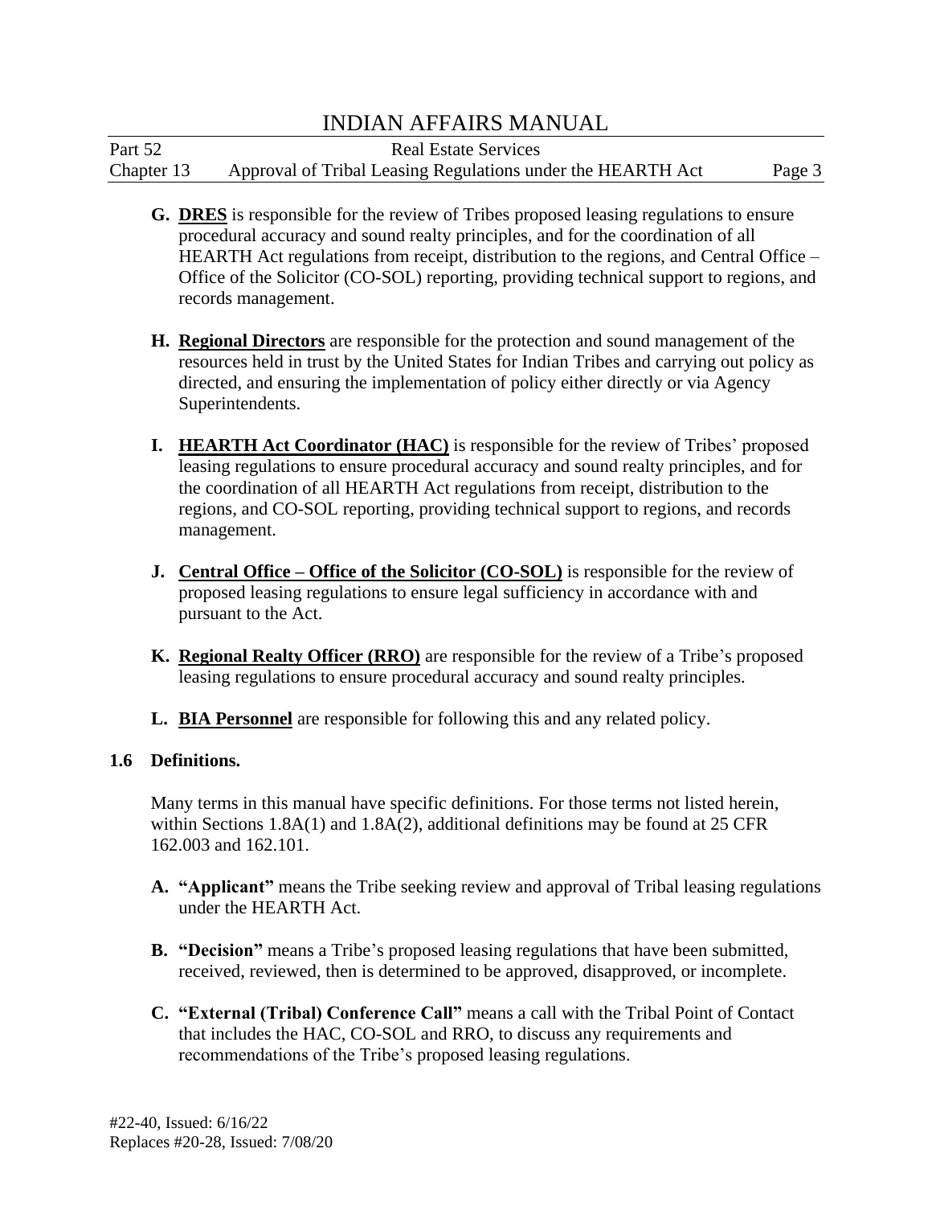**G. <u>DRES</u>** is responsible for the review of Tribes proposed leasing regulations to ensure procedural accuracy and sound realty principles, and for the coordination of all HEARTH Act regulations from receipt, distribution to the regions, and Central Office – Office of the Solicitor (CO-SOL) reporting, providing technical support to regions, and records management.

**H. <u>Regional Directors</u>** are responsible for the protection and sound management of the resources held in trust by the United States for Indian Tribes and carrying out policy as directed, and ensuring the implementation of policy either directly or via Agency Superintendents.

**I. <u>HEARTH Act Coordinator (HAC)</u>** is responsible for the review of Tribes' proposed leasing regulations to ensure procedural accuracy and sound realty principles, and for the coordination of all HEARTH Act regulations from receipt, distribution to the regions, and CO-SOL reporting, providing technical support to regions, and records management.

**J. <u>Central Office – Office of the Solicitor (CO-SOL)</u>** is responsible for the review of proposed leasing regulations to ensure legal sufficiency in accordance with and pursuant to the Act.

**K. <u>Regional Realty Officer (RRO)</u>** are responsible for the review of a Tribe's proposed leasing regulations to ensure procedural accuracy and sound realty principles.

**L. <u>BIA Personnel</u>** are responsible for following this and any related policy.

## 1.6 Definitions.

Many terms in this manual have specific definitions. For those terms not listed herein, within Sections 1.8A(1) and 1.8A(2), additional definitions may be found at 25 CFR 162.003 and 162.101.

**A. "Applicant"** means the Tribe seeking review and approval of Tribal leasing regulations under the HEARTH Act.

**B. "Decision"** means a Tribe's proposed leasing regulations that have been submitted, received, reviewed, then is determined to be approved, disapproved, or incomplete.

**C. "External (Tribal) Conference Call"** means a call with the Tribal Point of Contact that includes the HAC, CO-SOL and RRO, to discuss any requirements and recommendations of the Tribe's proposed leasing regulations.

#22-40, Issued: 6/16/22
Replaces #20-28, Issued: 7/08/20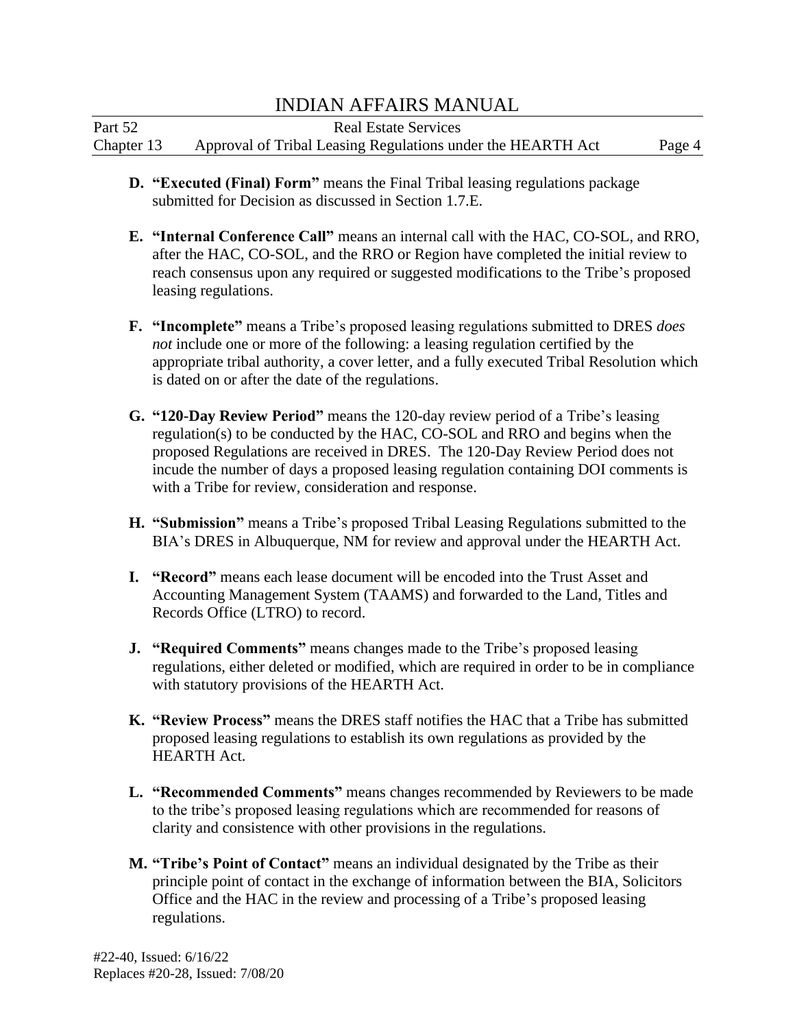**D. "Executed (Final) Form"** means the Final Tribal leasing regulations package submitted for Decision as discussed in Section 1.7.E.

**E. "Internal Conference Call"** means an internal call with the HAC, CO-SOL, and RRO, after the HAC, CO-SOL, and the RRO or Region have completed the initial review to reach consensus upon any required or suggested modifications to the Tribe's proposed leasing regulations.

**F. "Incomplete"** means a Tribe's proposed leasing regulations submitted to DRES *does not* include one or more of the following: a leasing regulation certified by the appropriate tribal authority, a cover letter, and a fully executed Tribal Resolution which is dated on or after the date of the regulations.

**G. "120-Day Review Period"** means the 120-day review period of a Tribe's leasing regulation(s) to be conducted by the HAC, CO-SOL and RRO and begins when the proposed Regulations are received in DRES. The 120-Day Review Period does not incude the number of days a proposed leasing regulation containing DOI comments is with a Tribe for review, consideration and response.

**H. "Submission"** means a Tribe's proposed Tribal Leasing Regulations submitted to the BIA's DRES in Albuquerque, NM for review and approval under the HEARTH Act.

**I. "Record"** means each lease document will be encoded into the Trust Asset and Accounting Management System (TAAMS) and forwarded to the Land, Titles and Records Office (LTRO) to record.

**J. "Required Comments"** means changes made to the Tribe's proposed leasing regulations, either deleted or modified, which are required in order to be in compliance with statutory provisions of the HEARTH Act.

**K. "Review Process"** means the DRES staff notifies the HAC that a Tribe has submitted proposed leasing regulations to establish its own regulations as provided by the HEARTH Act.

**L. "Recommended Comments"** means changes recommended by Reviewers to be made to the tribe's proposed leasing regulations which are recommended for reasons of clarity and consistence with other provisions in the regulations.

**M. "Tribe's Point of Contact"** means an individual designated by the Tribe as their principle point of contact in the exchange of information between the BIA, Solicitors Office and the HAC in the review and processing of a Tribe's proposed leasing regulations.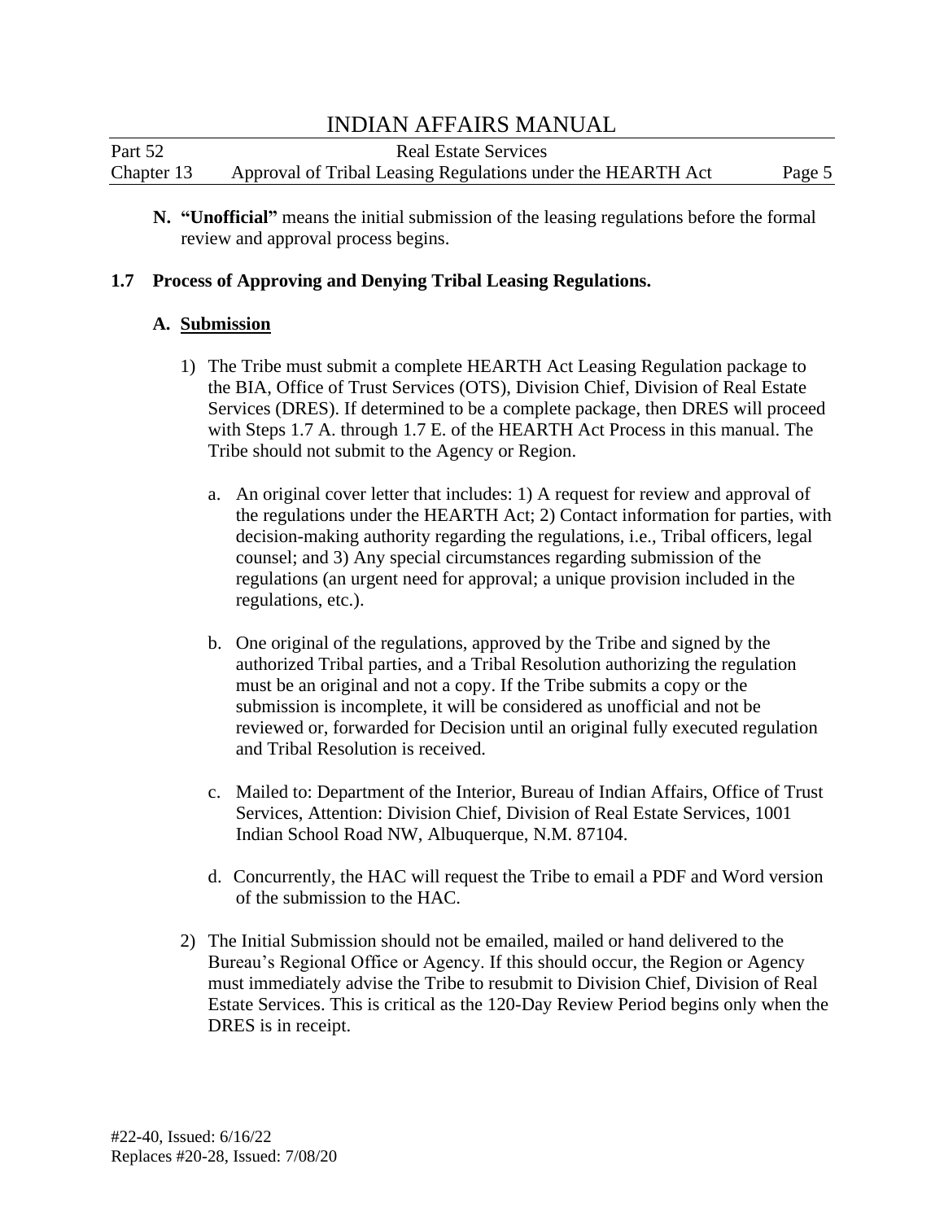**N. "Unofficial"** means the initial submission of the leasing regulations before the formal review and approval process begins.

## 1.7 Process of Approving and Denying Tribal Leasing Regulations.

### A. Submission

1) The Tribe must submit a complete HEARTH Act Leasing Regulation package to the BIA, Office of Trust Services (OTS), Division Chief, Division of Real Estate Services (DRES). If determined to be a complete package, then DRES will proceed with Steps 1.7 A. through 1.7 E. of the HEARTH Act Process in this manual. The Tribe should not submit to the Agency or Region.

   a. An original cover letter that includes: 1) A request for review and approval of the regulations under the HEARTH Act; 2) Contact information for parties, with decision-making authority regarding the regulations, i.e., Tribal officers, legal counsel; and 3) Any special circumstances regarding submission of the regulations (an urgent need for approval; a unique provision included in the regulations, etc.).

   b. One original of the regulations, approved by the Tribe and signed by the authorized Tribal parties, and a Tribal Resolution authorizing the regulation must be an original and not a copy. If the Tribe submits a copy or the submission is incomplete, it will be considered as unofficial and not be reviewed or, forwarded for Decision until an original fully executed regulation and Tribal Resolution is received.

   c. Mailed to: Department of the Interior, Bureau of Indian Affairs, Office of Trust Services, Attention: Division Chief, Division of Real Estate Services, 1001 Indian School Road NW, Albuquerque, N.M. 87104.

   d. Concurrently, the HAC will request the Tribe to email a PDF and Word version of the submission to the HAC.

2) The Initial Submission should not be emailed, mailed or hand delivered to the Bureau's Regional Office or Agency. If this should occur, the Region or Agency must immediately advise the Tribe to resubmit to Division Chief, Division of Real Estate Services. This is critical as the 120-Day Review Period begins only when the DRES is in receipt.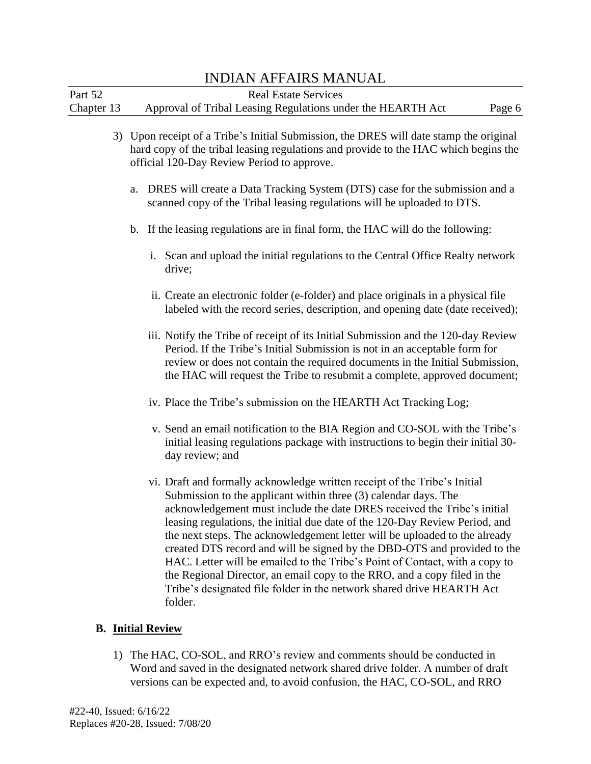3) Upon receipt of a Tribe's Initial Submission, the DRES will date stamp the original hard copy of the tribal leasing regulations and provide to the HAC which begins the official 120-Day Review Period to approve.

   a. DRES will create a Data Tracking System (DTS) case for the submission and a scanned copy of the Tribal leasing regulations will be uploaded to DTS.

   b. If the leasing regulations are in final form, the HAC will do the following:

      i. Scan and upload the initial regulations to the Central Office Realty network drive;

      ii. Create an electronic folder (e-folder) and place originals in a physical file labeled with the record series, description, and opening date (date received);

      iii. Notify the Tribe of receipt of its Initial Submission and the 120-day Review Period. If the Tribe's Initial Submission is not in an acceptable form for review or does not contain the required documents in the Initial Submission, the HAC will request the Tribe to resubmit a complete, approved document;

      iv. Place the Tribe's submission on the HEARTH Act Tracking Log;

      v. Send an email notification to the BIA Region and CO-SOL with the Tribe's initial leasing regulations package with instructions to begin their initial 30-day review; and

      vi. Draft and formally acknowledge written receipt of the Tribe's Initial Submission to the applicant within three (3) calendar days. The acknowledgement must include the date DRES received the Tribe's initial leasing regulations, the initial due date of the 120-Day Review Period, and the next steps. The acknowledgement letter will be uploaded to the already created DTS record and will be signed by the DBD-OTS and provided to the HAC. Letter will be emailed to the Tribe's Point of Contact, with a copy to the Regional Director, an email copy to the RRO, and a copy filed in the Tribe's designated file folder in the network shared drive HEARTH Act folder.

**B. Initial Review**

1) The HAC, CO-SOL, and RRO's review and comments should be conducted in Word and saved in the designated network shared drive folder. A number of draft versions can be expected and, to avoid confusion, the HAC, CO-SOL, and RRO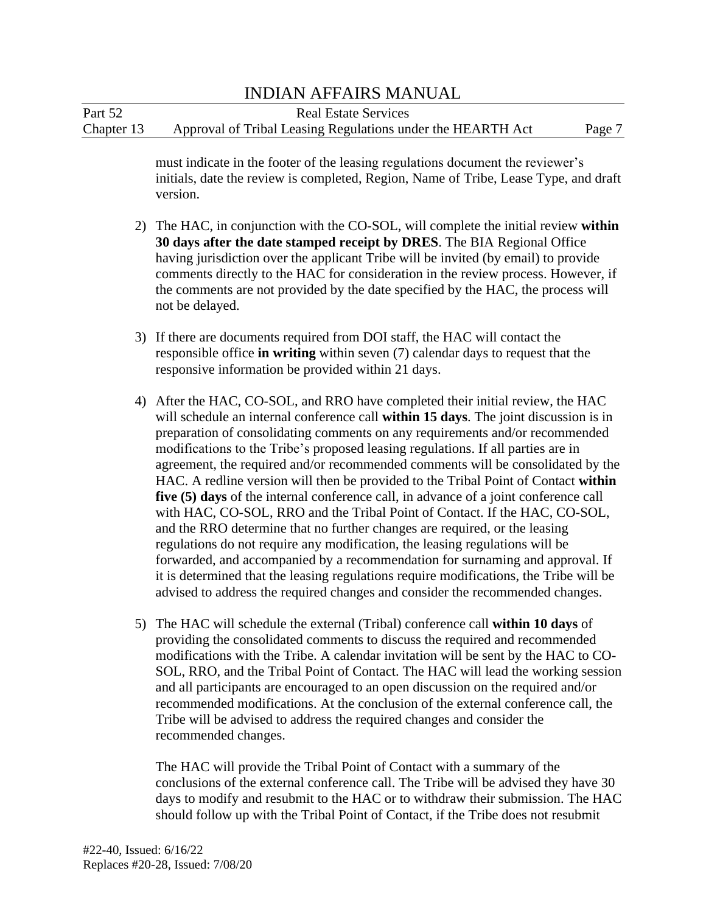must indicate in the footer of the leasing regulations document the reviewer's initials, date the review is completed, Region, Name of Tribe, Lease Type, and draft version.

2) The HAC, in conjunction with the CO-SOL, will complete the initial review **within 30 days after the date stamped receipt by DRES**. The BIA Regional Office having jurisdiction over the applicant Tribe will be invited (by email) to provide comments directly to the HAC for consideration in the review process. However, if the comments are not provided by the date specified by the HAC, the process will not be delayed.

3) If there are documents required from DOI staff, the HAC will contact the responsible office **in writing** within seven (7) calendar days to request that the responsive information be provided within 21 days.

4) After the HAC, CO-SOL, and RRO have completed their initial review, the HAC will schedule an internal conference call **within 15 days**. The joint discussion is in preparation of consolidating comments on any requirements and/or recommended modifications to the Tribe's proposed leasing regulations. If all parties are in agreement, the required and/or recommended comments will be consolidated by the HAC. A redline version will then be provided to the Tribal Point of Contact **within five (5) days** of the internal conference call, in advance of a joint conference call with HAC, CO-SOL, RRO and the Tribal Point of Contact. If the HAC, CO-SOL, and the RRO determine that no further changes are required, or the leasing regulations do not require any modification, the leasing regulations will be forwarded, and accompanied by a recommendation for surnaming and approval. If it is determined that the leasing regulations require modifications, the Tribe will be advised to address the required changes and consider the recommended changes.

5) The HAC will schedule the external (Tribal) conference call **within 10 days** of providing the consolidated comments to discuss the required and recommended modifications with the Tribe. A calendar invitation will be sent by the HAC to CO-SOL, RRO, and the Tribal Point of Contact. The HAC will lead the working session and all participants are encouraged to an open discussion on the required and/or recommended modifications. At the conclusion of the external conference call, the Tribe will be advised to address the required changes and consider the recommended changes.

   The HAC will provide the Tribal Point of Contact with a summary of the conclusions of the external conference call. The Tribe will be advised they have 30 days to modify and resubmit to the HAC or to withdraw their submission. The HAC should follow up with the Tribal Point of Contact, if the Tribe does not resubmit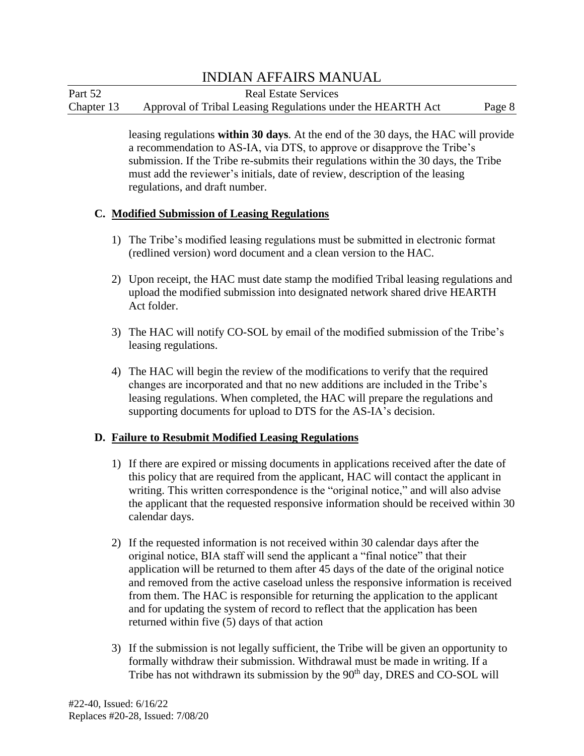leasing regulations **within 30 days**. At the end of the 30 days, the HAC will provide a recommendation to AS-IA, via DTS, to approve or disapprove the Tribe's submission. If the Tribe re-submits their regulations within the 30 days, the Tribe must add the reviewer's initials, date of review, description of the leasing regulations, and draft number.

**C. Modified Submission of Leasing Regulations**

1) The Tribe's modified leasing regulations must be submitted in electronic format (redlined version) word document and a clean version to the HAC.

2) Upon receipt, the HAC must date stamp the modified Tribal leasing regulations and upload the modified submission into designated network shared drive HEARTH Act folder.

3) The HAC will notify CO-SOL by email of the modified submission of the Tribe's leasing regulations.

4) The HAC will begin the review of the modifications to verify that the required changes are incorporated and that no new additions are included in the Tribe's leasing regulations. When completed, the HAC will prepare the regulations and supporting documents for upload to DTS for the AS-IA's decision.

**D. Failure to Resubmit Modified Leasing Regulations**

1) If there are expired or missing documents in applications received after the date of this policy that are required from the applicant, HAC will contact the applicant in writing. This written correspondence is the "original notice," and will also advise the applicant that the requested responsive information should be received within 30 calendar days.

2) If the requested information is not received within 30 calendar days after the original notice, BIA staff will send the applicant a "final notice" that their application will be returned to them after 45 days of the date of the original notice and removed from the active caseload unless the responsive information is received from them. The HAC is responsible for returning the application to the applicant and for updating the system of record to reflect that the application has been returned within five (5) days of that action

3) If the submission is not legally sufficient, the Tribe will be given an opportunity to formally withdraw their submission. Withdrawal must be made in writing. If a Tribe has not withdrawn its submission by the 90th day, DRES and CO-SOL will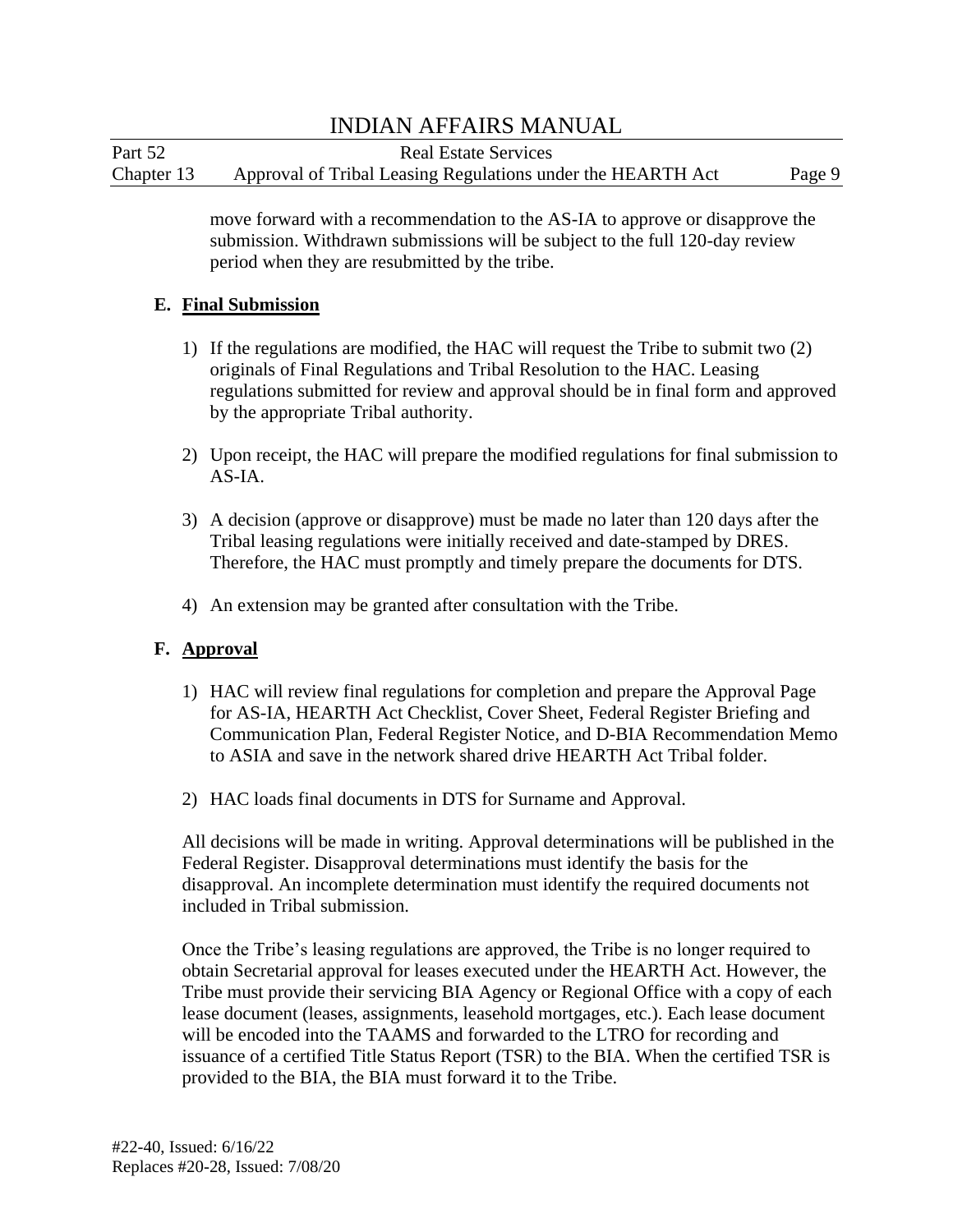move forward with a recommendation to the AS-IA to approve or disapprove the submission. Withdrawn submissions will be subject to the full 120-day review period when they are resubmitted by the tribe.

**E. Final Submission**

1) If the regulations are modified, the HAC will request the Tribe to submit two (2) originals of Final Regulations and Tribal Resolution to the HAC. Leasing regulations submitted for review and approval should be in final form and approved by the appropriate Tribal authority.

2) Upon receipt, the HAC will prepare the modified regulations for final submission to AS-IA.

3) A decision (approve or disapprove) must be made no later than 120 days after the Tribal leasing regulations were initially received and date-stamped by DRES. Therefore, the HAC must promptly and timely prepare the documents for DTS.

4) An extension may be granted after consultation with the Tribe.

**F. Approval**

1) HAC will review final regulations for completion and prepare the Approval Page for AS-IA, HEARTH Act Checklist, Cover Sheet, Federal Register Briefing and Communication Plan, Federal Register Notice, and D-BIA Recommendation Memo to ASIA and save in the network shared drive HEARTH Act Tribal folder.

2) HAC loads final documents in DTS for Surname and Approval.

All decisions will be made in writing. Approval determinations will be published in the Federal Register. Disapproval determinations must identify the basis for the disapproval. An incomplete determination must identify the required documents not included in Tribal submission.

Once the Tribe's leasing regulations are approved, the Tribe is no longer required to obtain Secretarial approval for leases executed under the HEARTH Act. However, the Tribe must provide their servicing BIA Agency or Regional Office with a copy of each lease document (leases, assignments, leasehold mortgages, etc.). Each lease document will be encoded into the TAAMS and forwarded to the LTRO for recording and issuance of a certified Title Status Report (TSR) to the BIA. When the certified TSR is provided to the BIA, the BIA must forward it to the Tribe.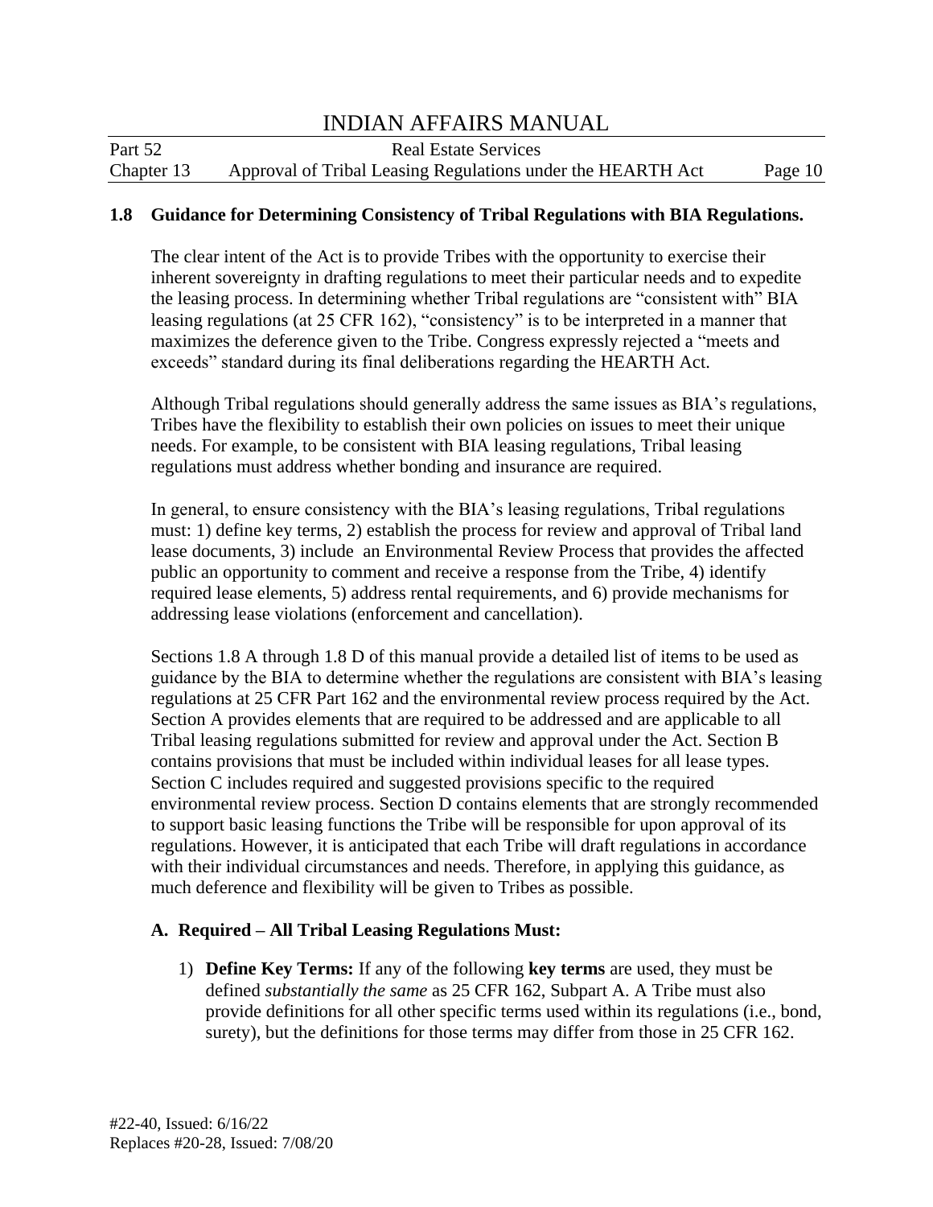### 1.8 Guidance for Determining Consistency of Tribal Regulations with BIA Regulations.

The clear intent of the Act is to provide Tribes with the opportunity to exercise their inherent sovereignty in drafting regulations to meet their particular needs and to expedite the leasing process. In determining whether Tribal regulations are "consistent with" BIA leasing regulations (at 25 CFR 162), "consistency" is to be interpreted in a manner that maximizes the deference given to the Tribe. Congress expressly rejected a "meets and exceeds" standard during its final deliberations regarding the HEARTH Act.

Although Tribal regulations should generally address the same issues as BIA's regulations, Tribes have the flexibility to establish their own policies on issues to meet their unique needs. For example, to be consistent with BIA leasing regulations, Tribal leasing regulations must address whether bonding and insurance are required.

In general, to ensure consistency with the BIA's leasing regulations, Tribal regulations must: 1) define key terms, 2) establish the process for review and approval of Tribal land lease documents, 3) include an Environmental Review Process that provides the affected public an opportunity to comment and receive a response from the Tribe, 4) identify required lease elements, 5) address rental requirements, and 6) provide mechanisms for addressing lease violations (enforcement and cancellation).

Sections 1.8 A through 1.8 D of this manual provide a detailed list of items to be used as guidance by the BIA to determine whether the regulations are consistent with BIA's leasing regulations at 25 CFR Part 162 and the environmental review process required by the Act. Section A provides elements that are required to be addressed and are applicable to all Tribal leasing regulations submitted for review and approval under the Act. Section B contains provisions that must be included within individual leases for all lease types. Section C includes required and suggested provisions specific to the required environmental review process. Section D contains elements that are strongly recommended to support basic leasing functions the Tribe will be responsible for upon approval of its regulations. However, it is anticipated that each Tribe will draft regulations in accordance with their individual circumstances and needs. Therefore, in applying this guidance, as much deference and flexibility will be given to Tribes as possible.

#### A. Required – All Tribal Leasing Regulations Must:

1) **Define Key Terms:** If any of the following **key terms** are used, they must be defined *substantially the same* as 25 CFR 162, Subpart A. A Tribe must also provide definitions for all other specific terms used within its regulations (i.e., bond, surety), but the definitions for those terms may differ from those in 25 CFR 162.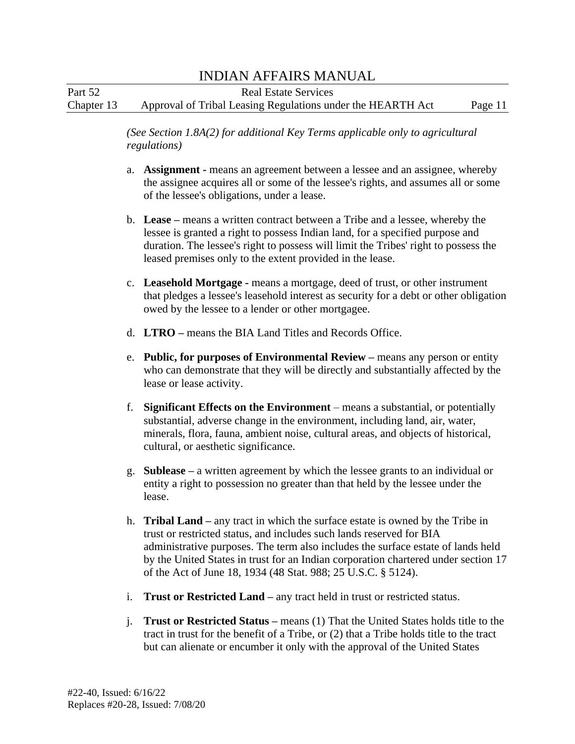*(See Section 1.8A(2) for additional Key Terms applicable only to agricultural regulations)*

a. **Assignment -** means an agreement between a lessee and an assignee, whereby the assignee acquires all or some of the lessee's rights, and assumes all or some of the lessee's obligations, under a lease.

b. **Lease –** means a written contract between a Tribe and a lessee, whereby the lessee is granted a right to possess Indian land, for a specified purpose and duration. The lessee's right to possess will limit the Tribes' right to possess the leased premises only to the extent provided in the lease.

c. **Leasehold Mortgage -** means a mortgage, deed of trust, or other instrument that pledges a lessee's leasehold interest as security for a debt or other obligation owed by the lessee to a lender or other mortgagee.

d. **LTRO –** means the BIA Land Titles and Records Office.

e. **Public, for purposes of Environmental Review –** means any person or entity who can demonstrate that they will be directly and substantially affected by the lease or lease activity.

f. **Significant Effects on the Environment** – means a substantial, or potentially substantial, adverse change in the environment, including land, air, water, minerals, flora, fauna, ambient noise, cultural areas, and objects of historical, cultural, or aesthetic significance.

g. **Sublease –** a written agreement by which the lessee grants to an individual or entity a right to possession no greater than that held by the lessee under the lease.

h. **Tribal Land –** any tract in which the surface estate is owned by the Tribe in trust or restricted status, and includes such lands reserved for BIA administrative purposes. The term also includes the surface estate of lands held by the United States in trust for an Indian corporation chartered under section 17 of the Act of June 18, 1934 (48 Stat. 988; 25 U.S.C. § 5124).

i. **Trust or Restricted Land –** any tract held in trust or restricted status.

j. **Trust or Restricted Status –** means (1) That the United States holds title to the tract in trust for the benefit of a Tribe, or (2) that a Tribe holds title to the tract but can alienate or encumber it only with the approval of the United States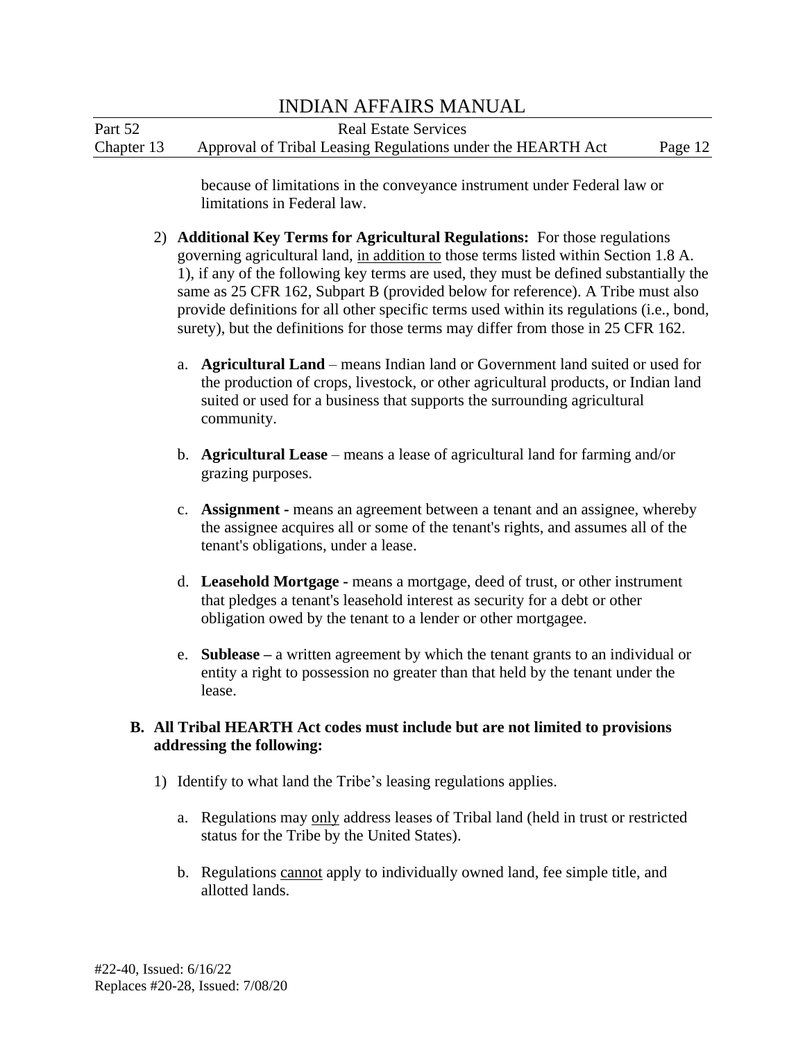because of limitations in the conveyance instrument under Federal law or limitations in Federal law.

2) **Additional Key Terms for Agricultural Regulations:** For those regulations governing agricultural land, in addition to those terms listed within Section 1.8 A. 1), if any of the following key terms are used, they must be defined substantially the same as 25 CFR 162, Subpart B (provided below for reference). A Tribe must also provide definitions for all other specific terms used within its regulations (i.e., bond, surety), but the definitions for those terms may differ from those in 25 CFR 162.

   a. **Agricultural Land** – means Indian land or Government land suited or used for the production of crops, livestock, or other agricultural products, or Indian land suited or used for a business that supports the surrounding agricultural community.

   b. **Agricultural Lease** – means a lease of agricultural land for farming and/or grazing purposes.

   c. **Assignment -** means an agreement between a tenant and an assignee, whereby the assignee acquires all or some of the tenant's rights, and assumes all of the tenant's obligations, under a lease.

   d. **Leasehold Mortgage -** means a mortgage, deed of trust, or other instrument that pledges a tenant's leasehold interest as security for a debt or other obligation owed by the tenant to a lender or other mortgagee.

   e. **Sublease –** a written agreement by which the tenant grants to an individual or entity a right to possession no greater than that held by the tenant under the lease.

**B. All Tribal HEARTH Act codes must include but are not limited to provisions addressing the following:**

1) Identify to what land the Tribe's leasing regulations applies.

   a. Regulations may only address leases of Tribal land (held in trust or restricted status for the Tribe by the United States).

   b. Regulations cannot apply to individually owned land, fee simple title, and allotted lands.

#22-40, Issued: 6/16/22
Replaces #20-28, Issued: 7/08/20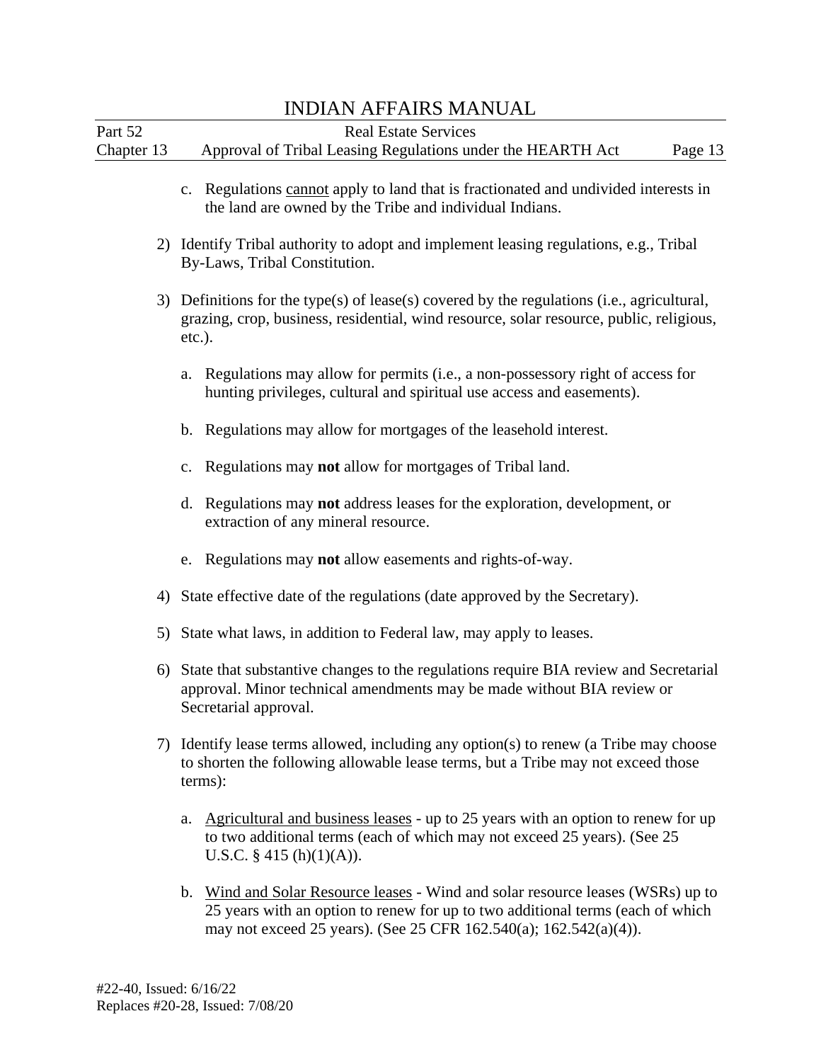c. Regulations <u>cannot</u> apply to land that is fractionated and undivided interests in the land are owned by the Tribe and individual Indians.

2) Identify Tribal authority to adopt and implement leasing regulations, e.g., Tribal By-Laws, Tribal Constitution.

3) Definitions for the type(s) of lease(s) covered by the regulations (i.e., agricultural, grazing, crop, business, residential, wind resource, solar resource, public, religious, etc.).

   a. Regulations may allow for permits (i.e., a non-possessory right of access for hunting privileges, cultural and spiritual use access and easements).

   b. Regulations may allow for mortgages of the leasehold interest.

   c. Regulations may **not** allow for mortgages of Tribal land.

   d. Regulations may **not** address leases for the exploration, development, or extraction of any mineral resource.

   e. Regulations may **not** allow easements and rights-of-way.

4) State effective date of the regulations (date approved by the Secretary).

5) State what laws, in addition to Federal law, may apply to leases.

6) State that substantive changes to the regulations require BIA review and Secretarial approval. Minor technical amendments may be made without BIA review or Secretarial approval.

7) Identify lease terms allowed, including any option(s) to renew (a Tribe may choose to shorten the following allowable lease terms, but a Tribe may not exceed those terms):

   a. <u>Agricultural and business leases</u> - up to 25 years with an option to renew for up to two additional terms (each of which may not exceed 25 years). (See 25 U.S.C. § 415 (h)(1)(A)).

   b. <u>Wind and Solar Resource leases</u> - Wind and solar resource leases (WSRs) up to 25 years with an option to renew for up to two additional terms (each of which may not exceed 25 years). (See 25 CFR 162.540(a); 162.542(a)(4)).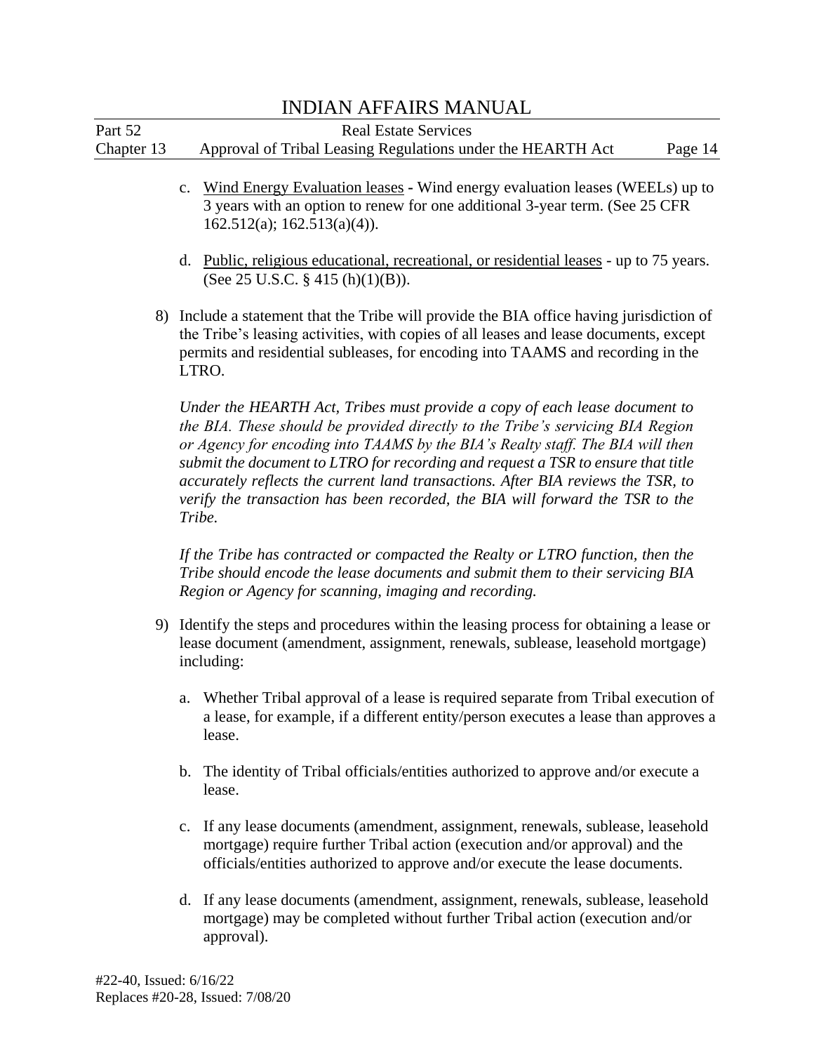c. Wind Energy Evaluation leases - Wind energy evaluation leases (WEELs) up to 3 years with an option to renew for one additional 3-year term. (See 25 CFR 162.512(a); 162.513(a)(4)).

d. Public, religious educational, recreational, or residential leases - up to 75 years. (See 25 U.S.C. § 415 (h)(1)(B)).

8) Include a statement that the Tribe will provide the BIA office having jurisdiction of the Tribe's leasing activities, with copies of all leases and lease documents, except permits and residential subleases, for encoding into TAAMS and recording in the LTRO.

*Under the HEARTH Act, Tribes must provide a copy of each lease document to the BIA. These should be provided directly to the Tribe's servicing BIA Region or Agency for encoding into TAAMS by the BIA's Realty staff. The BIA will then submit the document to LTRO for recording and request a TSR to ensure that title accurately reflects the current land transactions. After BIA reviews the TSR, to verify the transaction has been recorded, the BIA will forward the TSR to the Tribe.*

*If the Tribe has contracted or compacted the Realty or LTRO function, then the Tribe should encode the lease documents and submit them to their servicing BIA Region or Agency for scanning, imaging and recording.*

9) Identify the steps and procedures within the leasing process for obtaining a lease or lease document (amendment, assignment, renewals, sublease, leasehold mortgage) including:

a. Whether Tribal approval of a lease is required separate from Tribal execution of a lease, for example, if a different entity/person executes a lease than approves a lease.

b. The identity of Tribal officials/entities authorized to approve and/or execute a lease.

c. If any lease documents (amendment, assignment, renewals, sublease, leasehold mortgage) require further Tribal action (execution and/or approval) and the officials/entities authorized to approve and/or execute the lease documents.

d. If any lease documents (amendment, assignment, renewals, sublease, leasehold mortgage) may be completed without further Tribal action (execution and/or approval).

#22-40, Issued: 6/16/22
Replaces #20-28, Issued: 7/08/20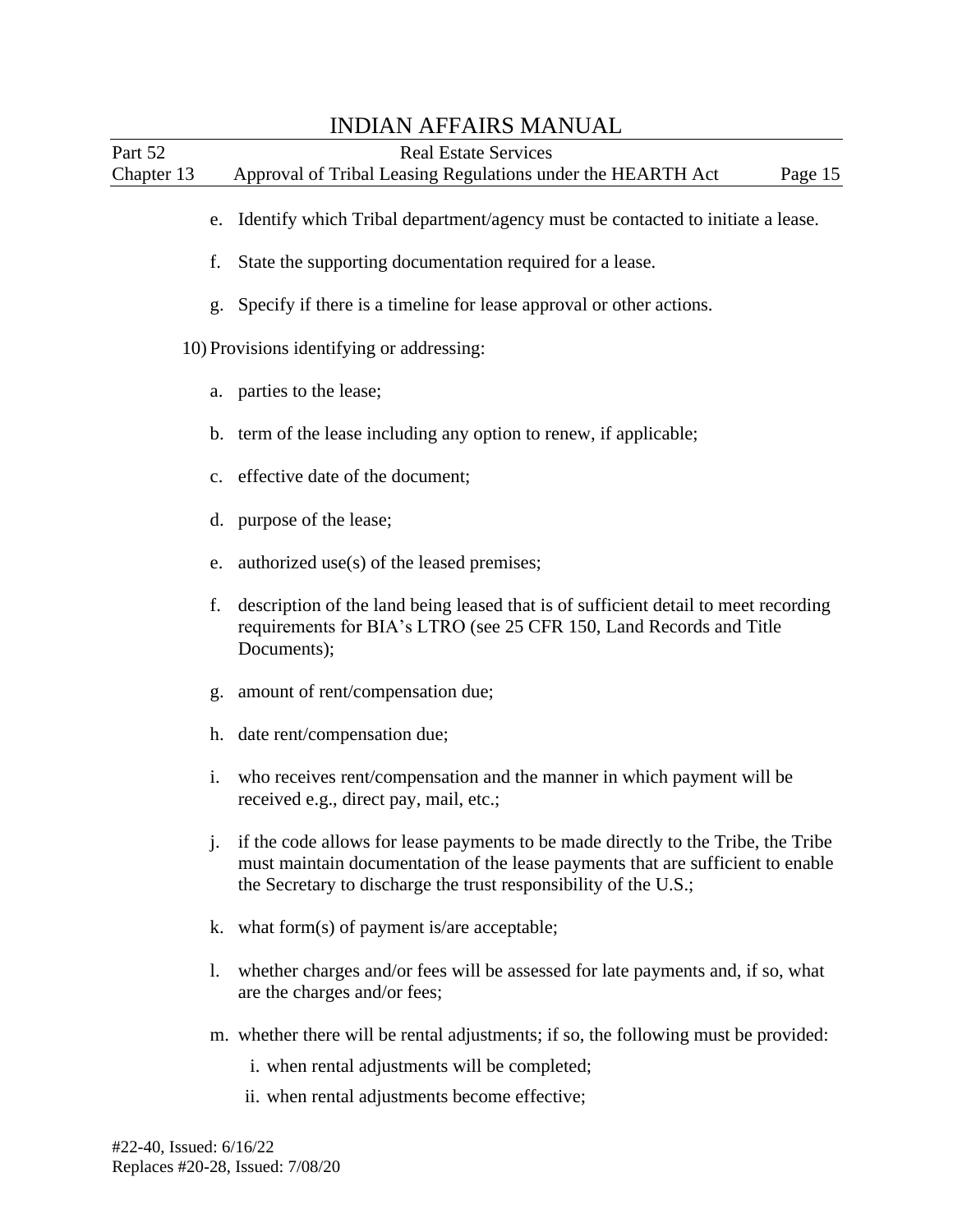e. Identify which Tribal department/agency must be contacted to initiate a lease.

f. State the supporting documentation required for a lease.

g. Specify if there is a timeline for lease approval or other actions.

10) Provisions identifying or addressing:

a. parties to the lease;

b. term of the lease including any option to renew, if applicable;

c. effective date of the document;

d. purpose of the lease;

e. authorized use(s) of the leased premises;

f. description of the land being leased that is of sufficient detail to meet recording requirements for BIA's LTRO (see 25 CFR 150, Land Records and Title Documents);

g. amount of rent/compensation due;

h. date rent/compensation due;

i. who receives rent/compensation and the manner in which payment will be received e.g., direct pay, mail, etc.;

j. if the code allows for lease payments to be made directly to the Tribe, the Tribe must maintain documentation of the lease payments that are sufficient to enable the Secretary to discharge the trust responsibility of the U.S.;

k. what form(s) of payment is/are acceptable;

l. whether charges and/or fees will be assessed for late payments and, if so, what are the charges and/or fees;

m. whether there will be rental adjustments; if so, the following must be provided:

   i. when rental adjustments will be completed;

   ii. when rental adjustments become effective;

#22-40, Issued: 6/16/22
Replaces #20-28, Issued: 7/08/20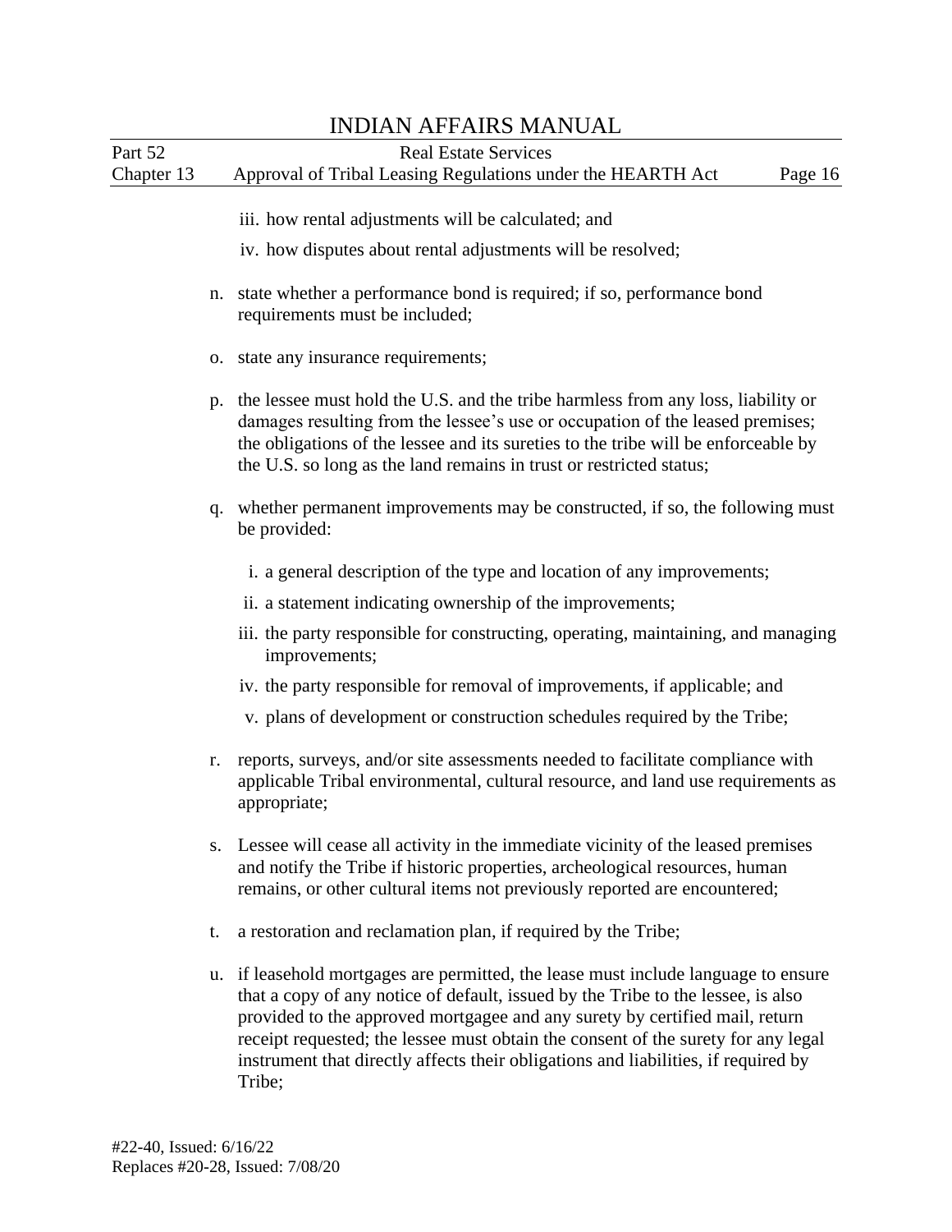iii. how rental adjustments will be calculated; and

iv. how disputes about rental adjustments will be resolved;

n. state whether a performance bond is required; if so, performance bond requirements must be included;

o. state any insurance requirements;

p. the lessee must hold the U.S. and the tribe harmless from any loss, liability or damages resulting from the lessee's use or occupation of the leased premises; the obligations of the lessee and its sureties to the tribe will be enforceable by the U.S. so long as the land remains in trust or restricted status;

q. whether permanent improvements may be constructed, if so, the following must be provided:

   i. a general description of the type and location of any improvements;

   ii. a statement indicating ownership of the improvements;

   iii. the party responsible for constructing, operating, maintaining, and managing improvements;

   iv. the party responsible for removal of improvements, if applicable; and

   v. plans of development or construction schedules required by the Tribe;

r. reports, surveys, and/or site assessments needed to facilitate compliance with applicable Tribal environmental, cultural resource, and land use requirements as appropriate;

s. Lessee will cease all activity in the immediate vicinity of the leased premises and notify the Tribe if historic properties, archeological resources, human remains, or other cultural items not previously reported are encountered;

t. a restoration and reclamation plan, if required by the Tribe;

u. if leasehold mortgages are permitted, the lease must include language to ensure that a copy of any notice of default, issued by the Tribe to the lessee, is also provided to the approved mortgagee and any surety by certified mail, return receipt requested; the lessee must obtain the consent of the surety for any legal instrument that directly affects their obligations and liabilities, if required by Tribe;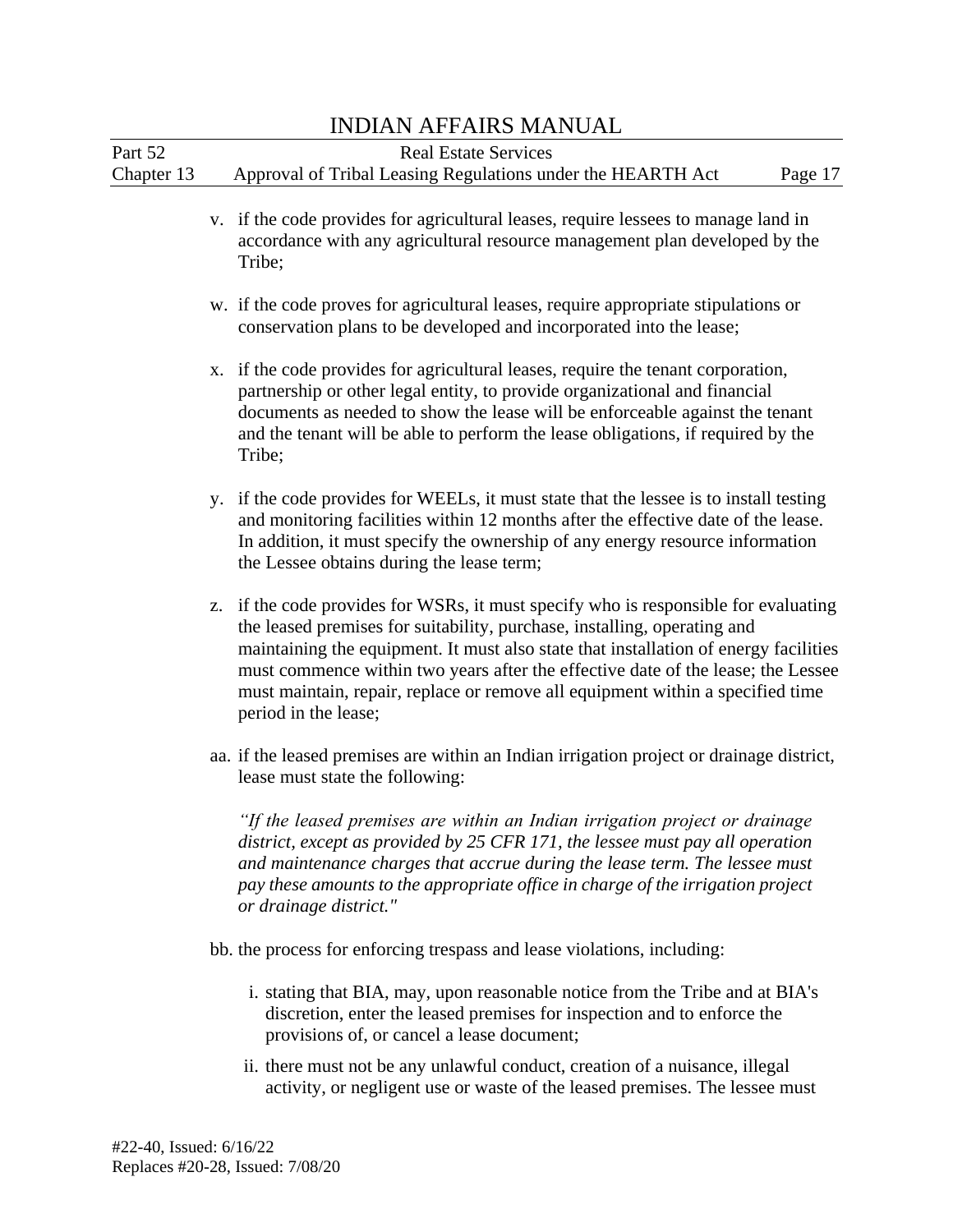v. if the code provides for agricultural leases, require lessees to manage land in accordance with any agricultural resource management plan developed by the Tribe;

w. if the code proves for agricultural leases, require appropriate stipulations or conservation plans to be developed and incorporated into the lease;

x. if the code provides for agricultural leases, require the tenant corporation, partnership or other legal entity, to provide organizational and financial documents as needed to show the lease will be enforceable against the tenant and the tenant will be able to perform the lease obligations, if required by the Tribe;

y. if the code provides for WEELs, it must state that the lessee is to install testing and monitoring facilities within 12 months after the effective date of the lease. In addition, it must specify the ownership of any energy resource information the Lessee obtains during the lease term;

z. if the code provides for WSRs, it must specify who is responsible for evaluating the leased premises for suitability, purchase, installing, operating and maintaining the equipment. It must also state that installation of energy facilities must commence within two years after the effective date of the lease; the Lessee must maintain, repair, replace or remove all equipment within a specified time period in the lease;

aa. if the leased premises are within an Indian irrigation project or drainage district, lease must state the following:

*"If the leased premises are within an Indian irrigation project or drainage district, except as provided by 25 CFR 171, the lessee must pay all operation and maintenance charges that accrue during the lease term. The lessee must pay these amounts to the appropriate office in charge of the irrigation project or drainage district."*

bb. the process for enforcing trespass and lease violations, including:

i. stating that BIA, may, upon reasonable notice from the Tribe and at BIA's discretion, enter the leased premises for inspection and to enforce the provisions of, or cancel a lease document;

ii. there must not be any unlawful conduct, creation of a nuisance, illegal activity, or negligent use or waste of the leased premises. The lessee must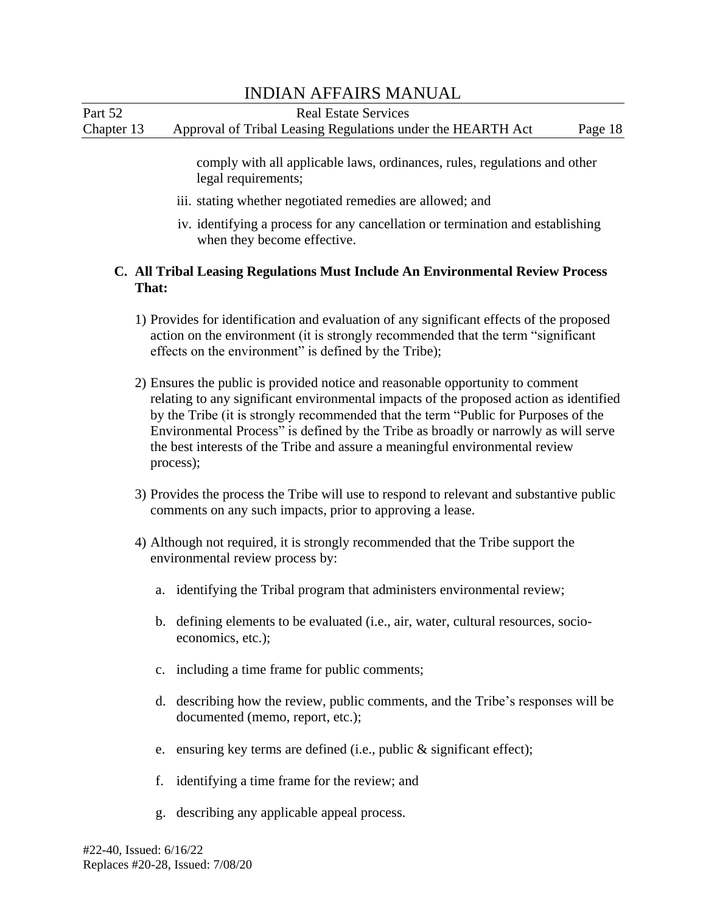comply with all applicable laws, ordinances, rules, regulations and other legal requirements;

iii. stating whether negotiated remedies are allowed; and

iv. identifying a process for any cancellation or termination and establishing when they become effective.

### C. All Tribal Leasing Regulations Must Include An Environmental Review Process That:

1) Provides for identification and evaluation of any significant effects of the proposed action on the environment (it is strongly recommended that the term "significant effects on the environment" is defined by the Tribe);

2) Ensures the public is provided notice and reasonable opportunity to comment relating to any significant environmental impacts of the proposed action as identified by the Tribe (it is strongly recommended that the term "Public for Purposes of the Environmental Process" is defined by the Tribe as broadly or narrowly as will serve the best interests of the Tribe and assure a meaningful environmental review process);

3) Provides the process the Tribe will use to respond to relevant and substantive public comments on any such impacts, prior to approving a lease.

4) Although not required, it is strongly recommended that the Tribe support the environmental review process by:

   a. identifying the Tribal program that administers environmental review;

   b. defining elements to be evaluated (i.e., air, water, cultural resources, socio-economics, etc.);

   c. including a time frame for public comments;

   d. describing how the review, public comments, and the Tribe's responses will be documented (memo, report, etc.);

   e. ensuring key terms are defined (i.e., public & significant effect);

   f. identifying a time frame for the review; and

   g. describing any applicable appeal process.

#22-40, Issued: 6/16/22
Replaces #20-28, Issued: 7/08/20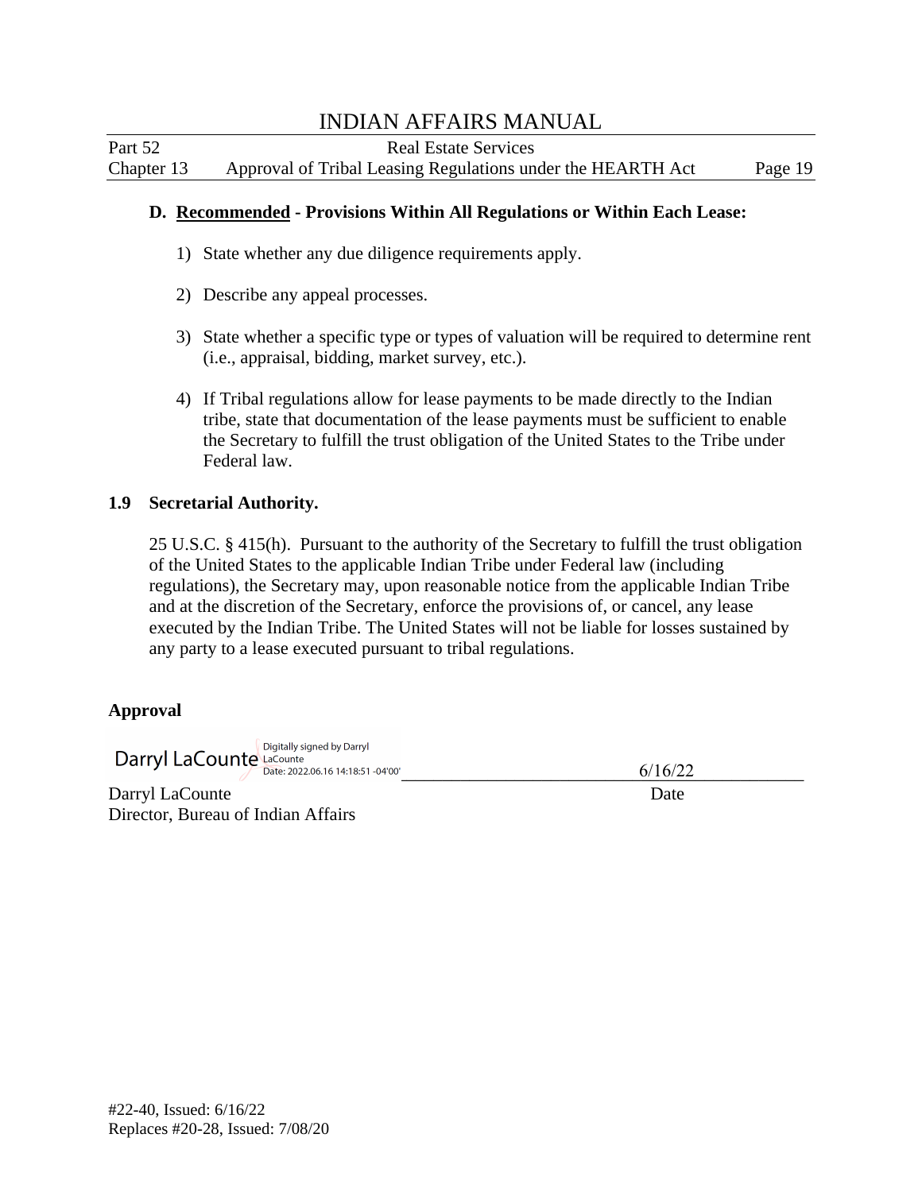### D. <u>Recommended</u> - Provisions Within All Regulations or Within Each Lease:

1) State whether any due diligence requirements apply.

2) Describe any appeal processes.

3) State whether a specific type or types of valuation will be required to determine rent (i.e., appraisal, bidding, market survey, etc.).

4) If Tribal regulations allow for lease payments to be made directly to the Indian tribe, state that documentation of the lease payments must be sufficient to enable the Secretary to fulfill the trust obligation of the United States to the Tribe under Federal law.

## 1.9 Secretarial Authority.

25 U.S.C. § 415(h). Pursuant to the authority of the Secretary to fulfill the trust obligation of the United States to the applicable Indian Tribe under Federal law (including regulations), the Secretary may, upon reasonable notice from the applicable Indian Tribe and at the discretion of the Secretary, enforce the provisions of, or cancel, any lease executed by the Indian Tribe. The United States will not be liable for losses sustained by any party to a lease executed pursuant to tribal regulations.

**Approval**

Darryl LaCounte Digitally signed by Darryl LaCounte Date: 2022.06.16 14:18:51 -04'00' 6/16/22

Darryl LaCounte Date
Director, Bureau of Indian Affairs

#22-40, Issued: 6/16/22
Replaces #20-28, Issued: 7/08/20